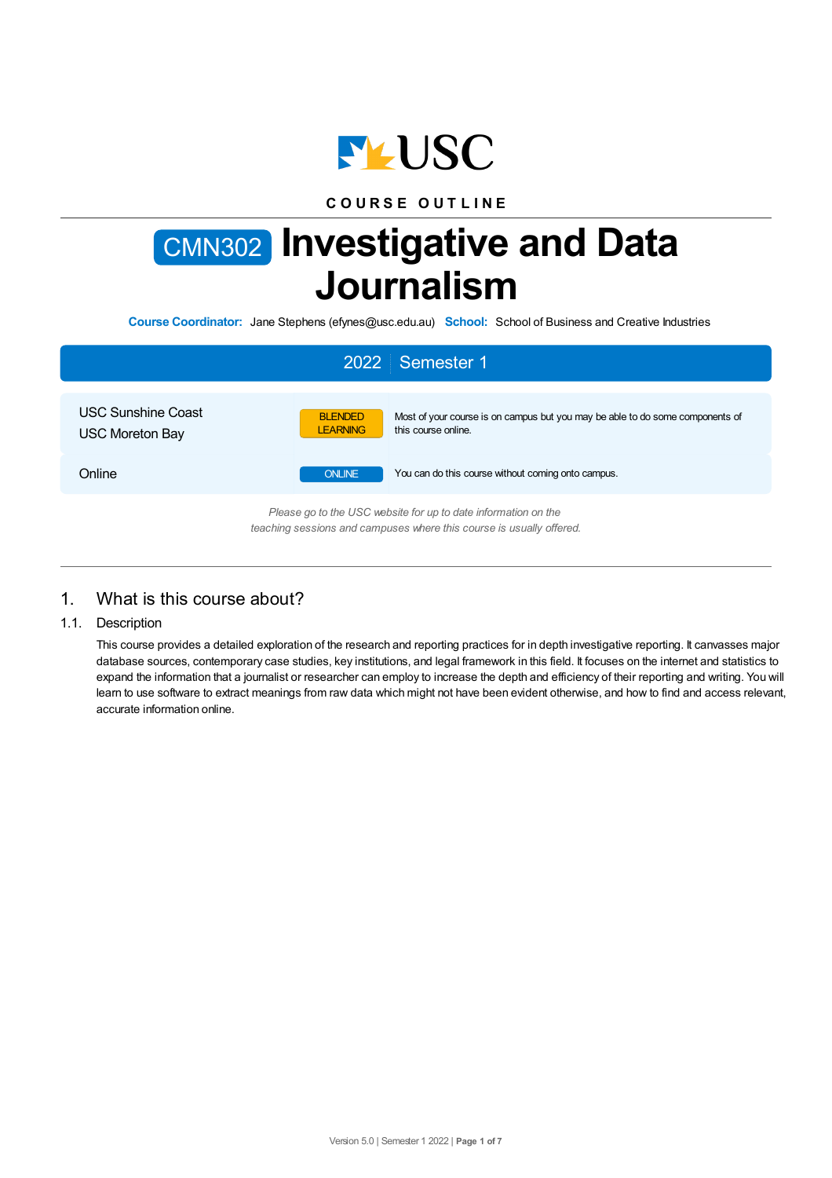COURSE OUTLINE

# CMN302 Investigative and Data Journalism

**Course Coordinator:** Jane Stephens (efynes@usc.edu.au) **School:** School of Business and Creative Industries

| 2022 Semester 1 | | |
|---|---|---|
| USC Sunshine Coast<br>USC Moreton Bay | BLENDED LEARNING | Most of your course is on campus but you may be able to do some components of this course online. |
| Online | ONLINE | You can do this course without coming onto campus. |

*Please go to the USC website for up to date information on the teaching sessions and campuses where this course is usually offered.*

## 1. What is this course about?

### 1.1. Description

This course provides a detailed exploration of the research and reporting practices for in depth investigative reporting. It canvasses major database sources, contemporary case studies, key institutions, and legal framework in this field. It focuses on the internet and statistics to expand the information that a journalist or researcher can employ to increase the depth and efficiency of their reporting and writing. You will learn to use software to extract meanings from raw data which might not have been evident otherwise, and how to find and access relevant, accurate information online.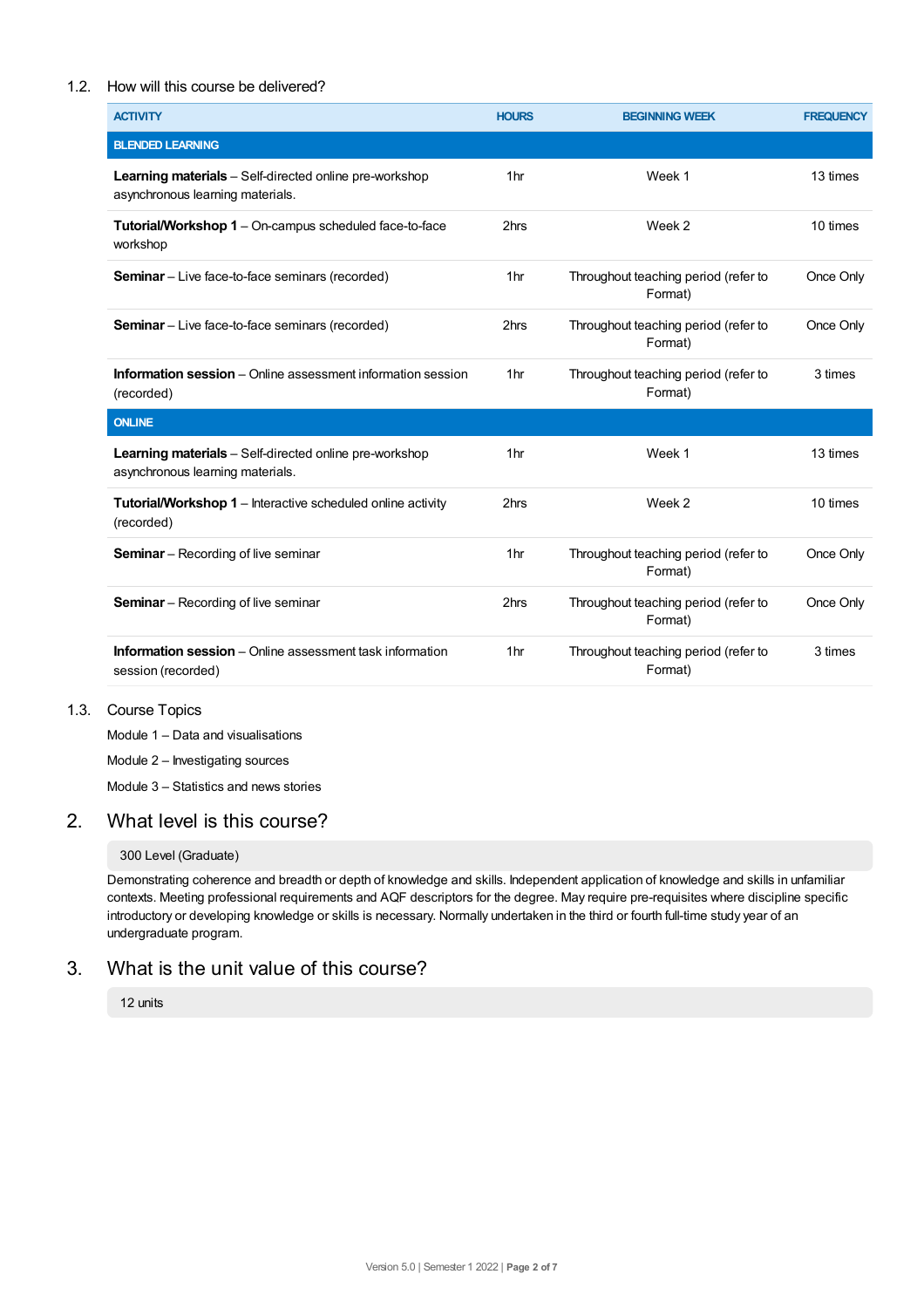### 1.2. How will this course be delivered?

| ACTIVITY | HOURS | BEGINNING WEEK | FREQUENCY |
|---|---|---|---|
| **BLENDED LEARNING** | | | |
| **Learning materials** – Self-directed online pre-workshop asynchronous learning materials. | 1hr | Week 1 | 13 times |
| **Tutorial/Workshop 1** – On-campus scheduled face-to-face workshop | 2hrs | Week 2 | 10 times |
| **Seminar** – Live face-to-face seminars (recorded) | 1hr | Throughout teaching period (refer to Format) | Once Only |
| **Seminar** – Live face-to-face seminars (recorded) | 2hrs | Throughout teaching period (refer to Format) | Once Only |
| **Information session** – Online assessment information session (recorded) | 1hr | Throughout teaching period (refer to Format) | 3 times |
| **ONLINE** | | | |
| **Learning materials** – Self-directed online pre-workshop asynchronous learning materials. | 1hr | Week 1 | 13 times |
| **Tutorial/Workshop 1** – Interactive scheduled online activity (recorded) | 2hrs | Week 2 | 10 times |
| **Seminar** – Recording of live seminar | 1hr | Throughout teaching period (refer to Format) | Once Only |
| **Seminar** – Recording of live seminar | 2hrs | Throughout teaching period (refer to Format) | Once Only |
| **Information session** – Online assessment task information session (recorded) | 1hr | Throughout teaching period (refer to Format) | 3 times |

### 1.3. Course Topics

Module 1 – Data and visualisations

Module 2 – Investigating sources

Module 3 – Statistics and news stories

## 2. What level is this course?

300 Level (Graduate)

Demonstrating coherence and breadth or depth of knowledge and skills. Independent application of knowledge and skills in unfamiliar contexts. Meeting professional requirements and AQF descriptors for the degree. May require pre-requisites where discipline specific introductory or developing knowledge or skills is necessary. Normally undertaken in the third or fourth full-time study year of an undergraduate program.

## 3. What is the unit value of this course?

12 units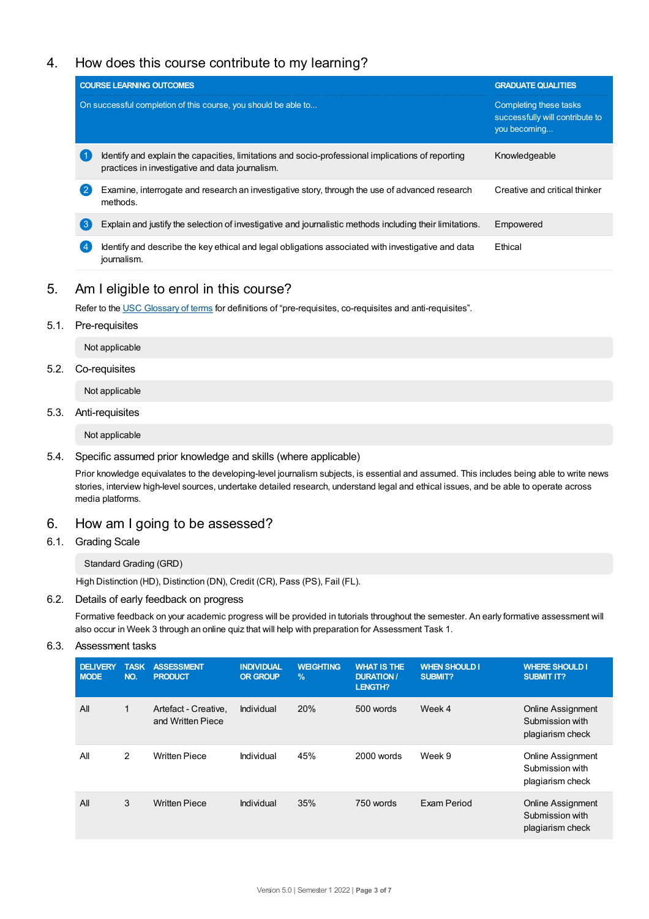## 4. How does this course contribute to my learning?

| COURSE LEARNING OUTCOMES<br>On successful completion of this course, you should be able to... | GRADUATE QUALITIES<br>Completing these tasks successfully will contribute to you becoming... |
|---|---|
| 1 Identify and explain the capacities, limitations and socio-professional implications of reporting practices in investigative and data journalism. | Knowledgeable |
| 2 Examine, interrogate and research an investigative story, through the use of advanced research methods. | Creative and critical thinker |
| 3 Explain and justify the selection of investigative and journalistic methods including their limitations. | Empowered |
| 4 Identify and describe the key ethical and legal obligations associated with investigative and data journalism. | Ethical |

## 5. Am I eligible to enrol in this course?

Refer to the USC Glossary of terms for definitions of "pre-requisites, co-requisites and anti-requisites".

### 5.1. Pre-requisites

Not applicable

### 5.2. Co-requisites

Not applicable

### 5.3. Anti-requisites

Not applicable

### 5.4. Specific assumed prior knowledge and skills (where applicable)

Prior knowledge equivalates to the developing-level journalism subjects, is essential and assumed. This includes being able to write news stories, interview high-level sources, undertake detailed research, understand legal and ethical issues, and be able to operate across media platforms.

## 6. How am I going to be assessed?

### 6.1. Grading Scale

Standard Grading (GRD)

High Distinction (HD), Distinction (DN), Credit (CR), Pass (PS), Fail (FL).

### 6.2. Details of early feedback on progress

Formative feedback on your academic progress will be provided in tutorials throughout the semester. An early formative assessment will also occur in Week 3 through an online quiz that will help with preparation for Assessment Task 1.

### 6.3. Assessment tasks

| DELIVERY MODE | TASK NO. | ASSESSMENT PRODUCT | INDIVIDUAL OR GROUP | WEIGHTING % | WHAT IS THE DURATION / LENGTH? | WHEN SHOULD I SUBMIT? | WHERE SHOULD I SUBMIT IT? |
|---|---|---|---|---|---|---|---|
| All | 1 | Artefact - Creative, and Written Piece | Individual | 20% | 500 words | Week 4 | Online Assignment Submission with plagiarism check |
| All | 2 | Written Piece | Individual | 45% | 2000 words | Week 9 | Online Assignment Submission with plagiarism check |
| All | 3 | Written Piece | Individual | 35% | 750 words | Exam Period | Online Assignment Submission with plagiarism check |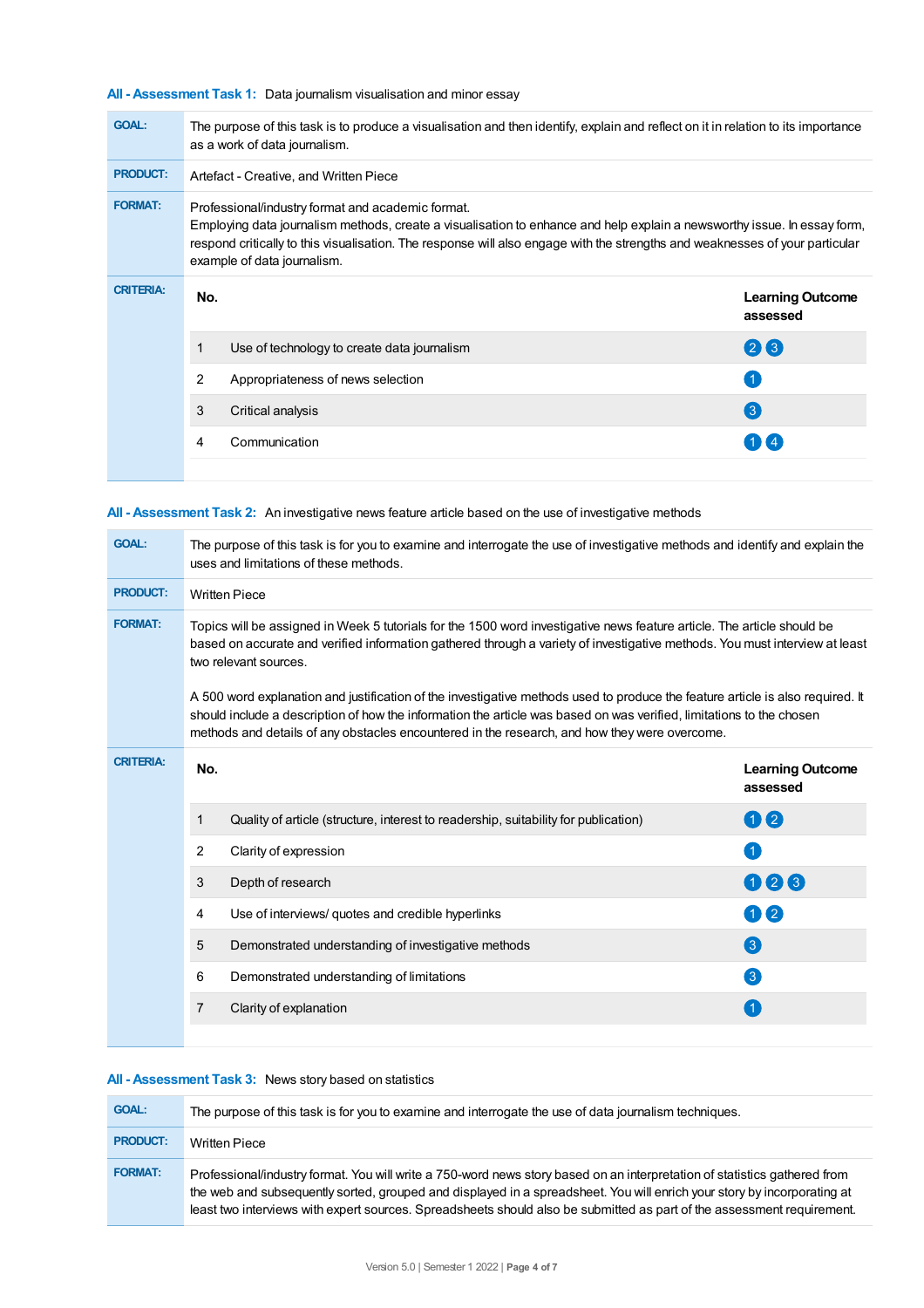### All - Assessment Task 1: Data journalism visualisation and minor essay

**GOAL:** The purpose of this task is to produce a visualisation and then identify, explain and reflect on it in relation to its importance as a work of data journalism.

**PRODUCT:** Artefact - Creative, and Written Piece

**FORMAT:** Professional/industry format and academic format.
Employing data journalism methods, create a visualisation to enhance and help explain a newsworthy issue. In essay form, respond critically to this visualisation. The response will also engage with the strengths and weaknesses of your particular example of data journalism.

**CRITERIA:**

| No. | | Learning Outcome assessed |
|---|---|---|
| 1 | Use of technology to create data journalism | 2 3 |
| 2 | Appropriateness of news selection | 1 |
| 3 | Critical analysis | 3 |
| 4 | Communication | 1 4 |

### All - Assessment Task 2: An investigative news feature article based on the use of investigative methods

**GOAL:** The purpose of this task is for you to examine and interrogate the use of investigative methods and identify and explain the uses and limitations of these methods.

**PRODUCT:** Written Piece

**FORMAT:** Topics will be assigned in Week 5 tutorials for the 1500 word investigative news feature article. The article should be based on accurate and verified information gathered through a variety of investigative methods. You must interview at least two relevant sources.

A 500 word explanation and justification of the investigative methods used to produce the feature article is also required. It should include a description of how the information the article was based on was verified, limitations to the chosen methods and details of any obstacles encountered in the research, and how they were overcome.

**CRITERIA:**

| No. | | Learning Outcome assessed |
|---|---|---|
| 1 | Quality of article (structure, interest to readership, suitability for publication) | 1 2 |
| 2 | Clarity of expression | 1 |
| 3 | Depth of research | 1 2 3 |
| 4 | Use of interviews/ quotes and credible hyperlinks | 1 2 |
| 5 | Demonstrated understanding of investigative methods | 3 |
| 6 | Demonstrated understanding of limitations | 3 |
| 7 | Clarity of explanation | 1 |

### All - Assessment Task 3: News story based on statistics

**GOAL:** The purpose of this task is for you to examine and interrogate the use of data journalism techniques.

**PRODUCT:** Written Piece

**FORMAT:** Professional/industry format. You will write a 750-word news story based on an interpretation of statistics gathered from the web and subsequently sorted, grouped and displayed in a spreadsheet. You will enrich your story by incorporating at least two interviews with expert sources. Spreadsheets should also be submitted as part of the assessment requirement.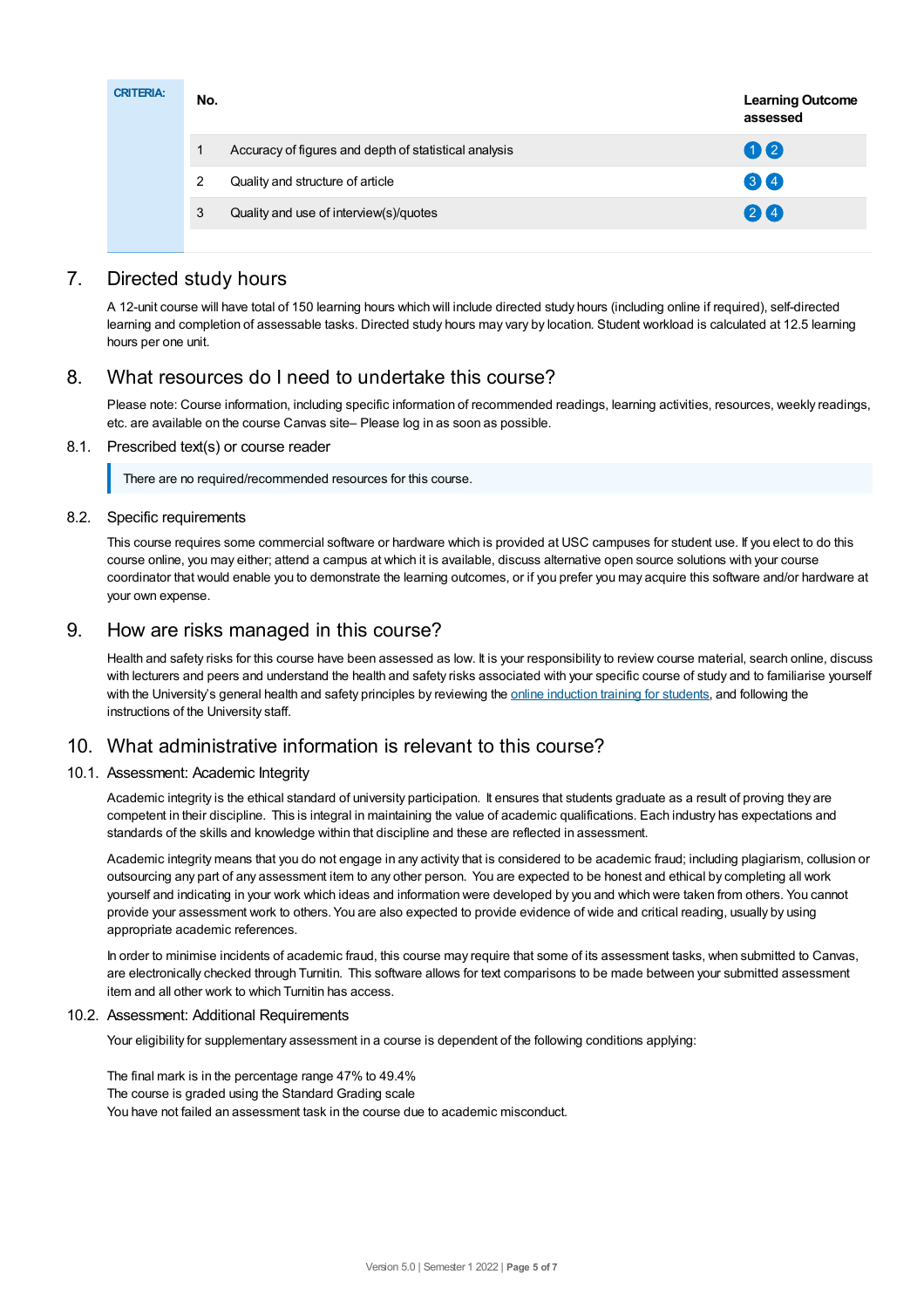**CRITERIA:**

| No. | | Learning Outcome assessed |
|---|---|---|
| 1 | Accuracy of figures and depth of statistical analysis | 1 2 |
| 2 | Quality and structure of article | 3 4 |
| 3 | Quality and use of interview(s)/quotes | 2 4 |

## 7. Directed study hours

A 12-unit course will have total of 150 learning hours which will include directed study hours (including online if required), self-directed learning and completion of assessable tasks. Directed study hours may vary by location. Student workload is calculated at 12.5 learning hours per one unit.

## 8. What resources do I need to undertake this course?

Please note: Course information, including specific information of recommended readings, learning activities, resources, weekly readings, etc. are available on the course Canvas site– Please log in as soon as possible.

### 8.1. Prescribed text(s) or course reader

There are no required/recommended resources for this course.

### 8.2. Specific requirements

This course requires some commercial software or hardware which is provided at USC campuses for student use. If you elect to do this course online, you may either; attend a campus at which it is available, discuss alternative open source solutions with your course coordinator that would enable you to demonstrate the learning outcomes, or if you prefer you may acquire this software and/or hardware at your own expense.

## 9. How are risks managed in this course?

Health and safety risks for this course have been assessed as low. It is your responsibility to review course material, search online, discuss with lecturers and peers and understand the health and safety risks associated with your specific course of study and to familiarise yourself with the University's general health and safety principles by reviewing the online induction training for students, and following the instructions of the University staff.

## 10. What administrative information is relevant to this course?

### 10.1. Assessment: Academic Integrity

Academic integrity is the ethical standard of university participation. It ensures that students graduate as a result of proving they are competent in their discipline. This is integral in maintaining the value of academic qualifications. Each industry has expectations and standards of the skills and knowledge within that discipline and these are reflected in assessment.

Academic integrity means that you do not engage in any activity that is considered to be academic fraud; including plagiarism, collusion or outsourcing any part of any assessment item to any other person. You are expected to be honest and ethical by completing all work yourself and indicating in your work which ideas and information were developed by you and which were taken from others. You cannot provide your assessment work to others. You are also expected to provide evidence of wide and critical reading, usually by using appropriate academic references.

In order to minimise incidents of academic fraud, this course may require that some of its assessment tasks, when submitted to Canvas, are electronically checked through Turnitin. This software allows for text comparisons to be made between your submitted assessment item and all other work to which Turnitin has access.

### 10.2. Assessment: Additional Requirements

Your eligibility for supplementary assessment in a course is dependent of the following conditions applying:

The final mark is in the percentage range 47% to 49.4%
The course is graded using the Standard Grading scale
You have not failed an assessment task in the course due to academic misconduct.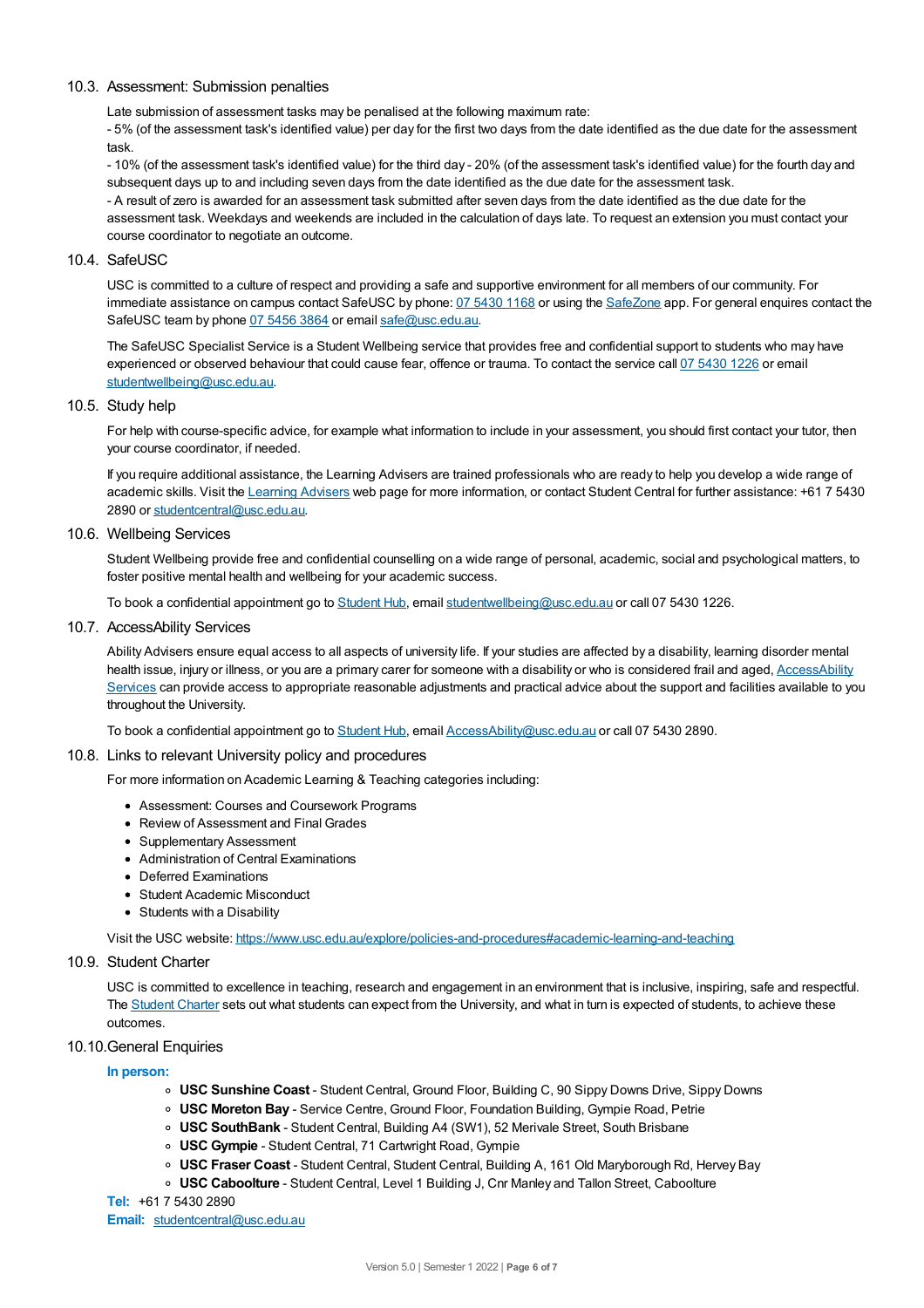### 10.3. Assessment: Submission penalties

Late submission of assessment tasks may be penalised at the following maximum rate:
- 5% (of the assessment task's identified value) per day for the first two days from the date identified as the due date for the assessment task.
- 10% (of the assessment task's identified value) for the third day - 20% (of the assessment task's identified value) for the fourth day and subsequent days up to and including seven days from the date identified as the due date for the assessment task.
- A result of zero is awarded for an assessment task submitted after seven days from the date identified as the due date for the assessment task. Weekdays and weekends are included in the calculation of days late. To request an extension you must contact your course coordinator to negotiate an outcome.

### 10.4. SafeUSC

USC is committed to a culture of respect and providing a safe and supportive environment for all members of our community. For immediate assistance on campus contact SafeUSC by phone: 07 5430 1168 or using the SafeZone app. For general enquires contact the SafeUSC team by phone 07 5456 3864 or email safe@usc.edu.au.

The SafeUSC Specialist Service is a Student Wellbeing service that provides free and confidential support to students who may have experienced or observed behaviour that could cause fear, offence or trauma. To contact the service call 07 5430 1226 or email studentwellbeing@usc.edu.au.

### 10.5. Study help

For help with course-specific advice, for example what information to include in your assessment, you should first contact your tutor, then your course coordinator, if needed.

If you require additional assistance, the Learning Advisers are trained professionals who are ready to help you develop a wide range of academic skills. Visit the Learning Advisers web page for more information, or contact Student Central for further assistance: +61 7 5430 2890 or studentcentral@usc.edu.au.

### 10.6. Wellbeing Services

Student Wellbeing provide free and confidential counselling on a wide range of personal, academic, social and psychological matters, to foster positive mental health and wellbeing for your academic success.

To book a confidential appointment go to Student Hub, email studentwellbeing@usc.edu.au or call 07 5430 1226.

### 10.7. AccessAbility Services

Ability Advisers ensure equal access to all aspects of university life. If your studies are affected by a disability, learning disorder mental health issue, injury or illness, or you are a primary carer for someone with a disability or who is considered frail and aged, AccessAbility Services can provide access to appropriate reasonable adjustments and practical advice about the support and facilities available to you throughout the University.

To book a confidential appointment go to Student Hub, email AccessAbility@usc.edu.au or call 07 5430 2890.

### 10.8. Links to relevant University policy and procedures

For more information on Academic Learning & Teaching categories including:

- Assessment: Courses and Coursework Programs
- Review of Assessment and Final Grades
- Supplementary Assessment
- Administration of Central Examinations
- Deferred Examinations
- Student Academic Misconduct
- Students with a Disability

Visit the USC website: https://www.usc.edu.au/explore/policies-and-procedures#academic-learning-and-teaching

### 10.9. Student Charter

USC is committed to excellence in teaching, research and engagement in an environment that is inclusive, inspiring, safe and respectful. The Student Charter sets out what students can expect from the University, and what in turn is expected of students, to achieve these outcomes.

### 10.10. General Enquiries

**In person:**

- **USC Sunshine Coast** - Student Central, Ground Floor, Building C, 90 Sippy Downs Drive, Sippy Downs
- **USC Moreton Bay** - Service Centre, Ground Floor, Foundation Building, Gympie Road, Petrie
- **USC SouthBank** - Student Central, Building A4 (SW1), 52 Merivale Street, South Brisbane
- **USC Gympie** - Student Central, 71 Cartwright Road, Gympie
- **USC Fraser Coast** - Student Central, Student Central, Building A, 161 Old Maryborough Rd, Hervey Bay
- **USC Caboolture** - Student Central, Level 1 Building J, Cnr Manley and Tallon Street, Caboolture

**Tel:** +61 7 5430 2890

**Email:** studentcentral@usc.edu.au